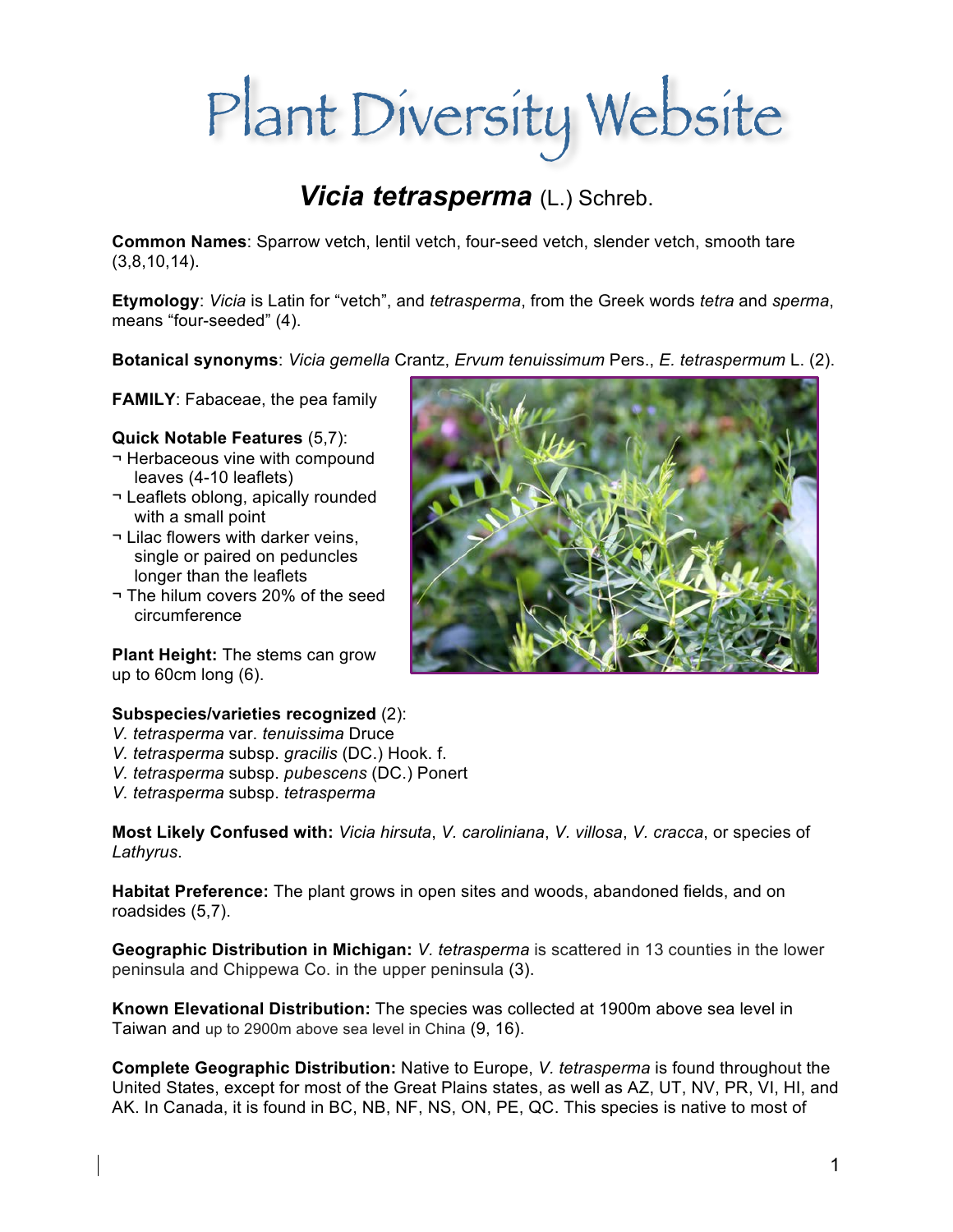# Plant Diversity Website

## *Vicia tetrasperma* (L.) Schreb.

**Common Names**: Sparrow vetch, lentil vetch, four-seed vetch, slender vetch, smooth tare (3,8,10,14).

**Etymology**: *Vicia* is Latin for "vetch", and *tetrasperma*, from the Greek words *tetra* and *sperma*, means "four-seeded" (4).

**Botanical synonyms**: *Vicia gemella* Crantz, *Ervum tenuissimum* Pers., *E. tetraspermum* L. (2).

**FAMILY**: Fabaceae, the pea family

**Quick Notable Features** (5,7):

- Herbaceous vine with compound leaves (4-10 leaflets)
- Leaflets oblong, apically rounded with a small point
- Lilac flowers with darker veins, single or paired on peduncles longer than the leaflets
- The hilum covers 20% of the seed circumference

**Plant Height:** The stems can grow up to 60cm long (6).

**Subspecies/varieties recognized** (2):

*V. tetrasperma* var. *tenuissima* Druce
*V. tetrasperma* subsp. *gracilis* (DC.) Hook. f.
*V. tetrasperma* subsp. *pubescens* (DC.) Ponert
*V. tetrasperma* subsp. *tetrasperma*

**Most Likely Confused with:** *Vicia hirsuta*, *V. caroliniana*, *V. villosa*, *V. cracca*, or species of *Lathyrus*.

**Habitat Preference:** The plant grows in open sites and woods, abandoned fields, and on roadsides (5,7).

**Geographic Distribution in Michigan:** *V. tetrasperma* is scattered in 13 counties in the lower peninsula and Chippewa Co. in the upper peninsula (3).

**Known Elevational Distribution:** The species was collected at 1900m above sea level in Taiwan and up to 2900m above sea level in China (9, 16).

**Complete Geographic Distribution:** Native to Europe, *V. tetrasperma* is found throughout the United States, except for most of the Great Plains states, as well as AZ, UT, NV, PR, VI, HI, and AK. In Canada, it is found in BC, NB, NF, NS, ON, PE, QC. This species is native to most of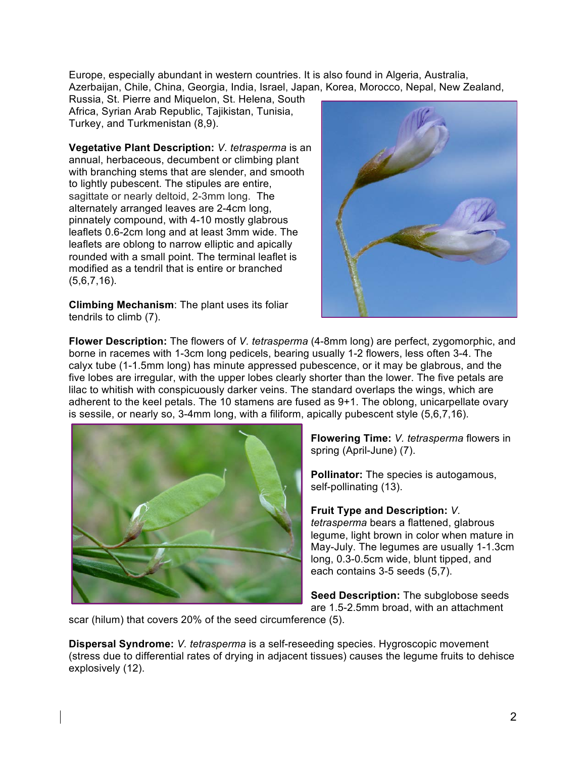Europe, especially abundant in western countries. It is also found in Algeria, Australia, Azerbaijan, Chile, China, Georgia, India, Israel, Japan, Korea, Morocco, Nepal, New Zealand, Russia, St. Pierre and Miquelon, St. Helena, South Africa, Syrian Arab Republic, Tajikistan, Tunisia, Turkey, and Turkmenistan (8,9).

**Vegetative Plant Description:** *V. tetrasperma* is an annual, herbaceous, decumbent or climbing plant with branching stems that are slender, and smooth to lightly pubescent. The stipules are entire, sagittate or nearly deltoid, 2-3mm long. The alternately arranged leaves are 2-4cm long, pinnately compound, with 4-10 mostly glabrous leaflets 0.6-2cm long and at least 3mm wide. The leaflets are oblong to narrow elliptic and apically rounded with a small point. The terminal leaflet is modified as a tendril that is entire or branched (5,6,7,16).

**Climbing Mechanism**: The plant uses its foliar tendrils to climb (7).

**Flower Description:** The flowers of *V. tetrasperma* (4-8mm long) are perfect, zygomorphic, and borne in racemes with 1-3cm long pedicels, bearing usually 1-2 flowers, less often 3-4. The calyx tube (1-1.5mm long) has minute appressed pubescence, or it may be glabrous, and the five lobes are irregular, with the upper lobes clearly shorter than the lower. The five petals are lilac to whitish with conspicuously darker veins. The standard overlaps the wings, which are adherent to the keel petals. The 10 stamens are fused as 9+1. The oblong, unicarpellate ovary is sessile, or nearly so, 3-4mm long, with a filiform, apically pubescent style (5,6,7,16).

**Flowering Time:** *V. tetrasperma* flowers in spring (April-June) (7).

**Pollinator:** The species is autogamous, self-pollinating (13).

**Fruit Type and Description:** *V. tetrasperma* bears a flattened, glabrous legume, light brown in color when mature in May-July. The legumes are usually 1-1.3cm long, 0.3-0.5cm wide, blunt tipped, and each contains 3-5 seeds (5,7).

**Seed Description:** The subglobose seeds are 1.5-2.5mm broad, with an attachment scar (hilum) that covers 20% of the seed circumference (5).

**Dispersal Syndrome:** *V. tetrasperma* is a self-reseeding species. Hygroscopic movement (stress due to differential rates of drying in adjacent tissues) causes the legume fruits to dehisce explosively (12).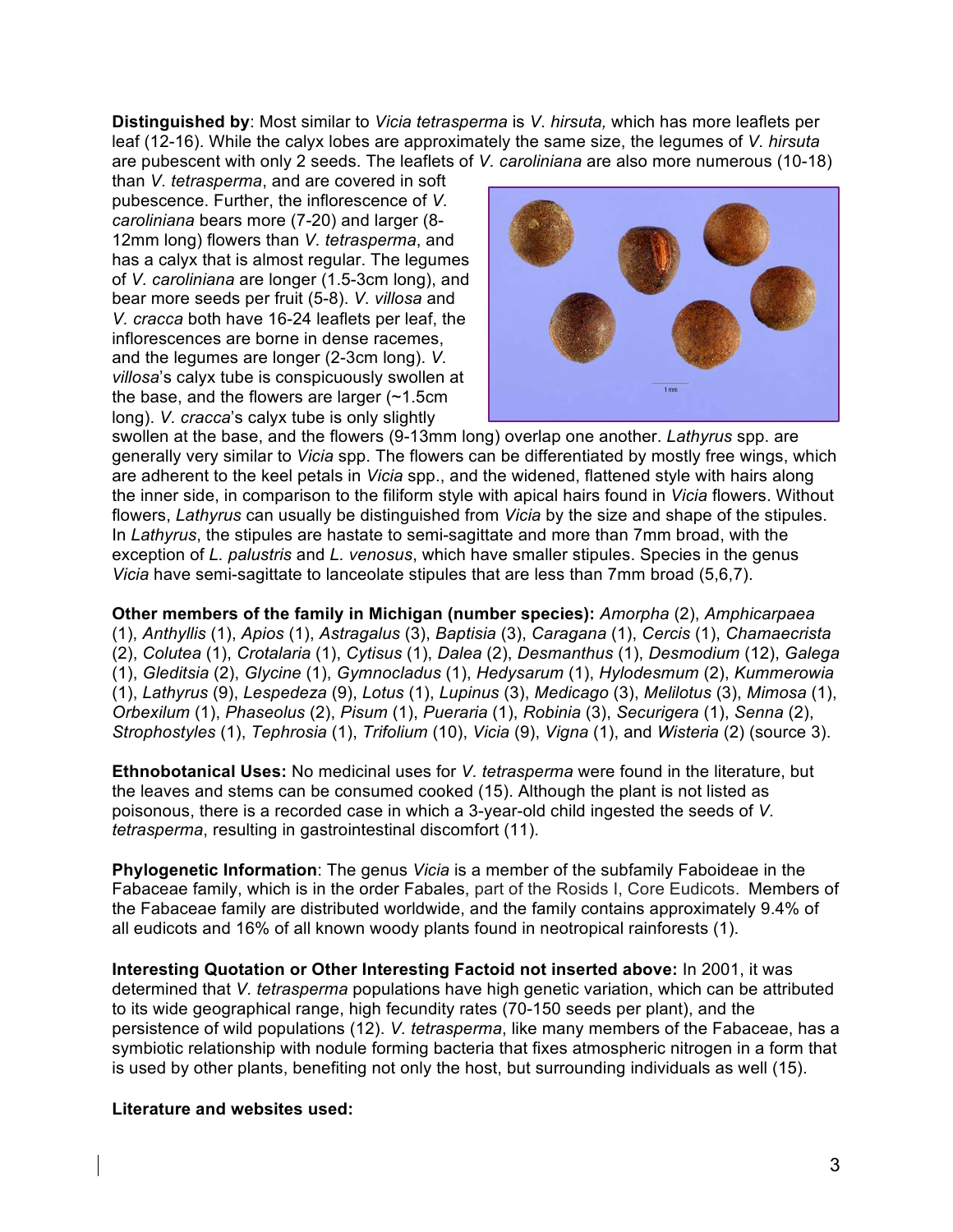**Distinguished by**: Most similar to *Vicia tetrasperma* is *V. hirsuta,* which has more leaflets per leaf (12-16). While the calyx lobes are approximately the same size, the legumes of *V. hirsuta* are pubescent with only 2 seeds. The leaflets of *V. caroliniana* are also more numerous (10-18) than *V. tetrasperma*, and are covered in soft pubescence. Further, the inflorescence of *V. caroliniana* bears more (7-20) and larger (8-12mm long) flowers than *V. tetrasperma*, and has a calyx that is almost regular. The legumes of *V. caroliniana* are longer (1.5-3cm long), and bear more seeds per fruit (5-8). *V. villosa* and *V. cracca* both have 16-24 leaflets per leaf, the inflorescences are borne in dense racemes, and the legumes are longer (2-3cm long). *V. villosa*'s calyx tube is conspicuously swollen at the base, and the flowers are larger (~1.5cm long). *V. cracca*'s calyx tube is only slightly swollen at the base, and the flowers (9-13mm long) overlap one another. *Lathyrus* spp. are generally very similar to *Vicia* spp. The flowers can be differentiated by mostly free wings, which are adherent to the keel petals in *Vicia* spp., and the widened, flattened style with hairs along the inner side, in comparison to the filiform style with apical hairs found in *Vicia* flowers. Without flowers, *Lathyrus* can usually be distinguished from *Vicia* by the size and shape of the stipules. In *Lathyrus*, the stipules are hastate to semi-sagittate and more than 7mm broad, with the exception of *L. palustris* and *L. venosus*, which have smaller stipules. Species in the genus *Vicia* have semi-sagittate to lanceolate stipules that are less than 7mm broad (5,6,7).

**Other members of the family in Michigan (number species):** *Amorpha* (2), *Amphicarpaea* (1), *Anthyllis* (1), *Apios* (1), *Astragalus* (3), *Baptisia* (3), *Caragana* (1), *Cercis* (1), *Chamaecrista* (2), *Colutea* (1), *Crotalaria* (1), *Cytisus* (1), *Dalea* (2), *Desmanthus* (1), *Desmodium* (12), *Galega* (1), *Gleditsia* (2), *Glycine* (1), *Gymnocladus* (1), *Hedysarum* (1), *Hylodesmum* (2), *Kummerowia* (1), *Lathyrus* (9), *Lespedeza* (9), *Lotus* (1), *Lupinus* (3), *Medicago* (3), *Melilotus* (3), *Mimosa* (1), *Orbexilum* (1), *Phaseolus* (2), *Pisum* (1), *Pueraria* (1), *Robinia* (3), *Securigera* (1), *Senna* (2), *Strophostyles* (1), *Tephrosia* (1), *Trifolium* (10), *Vicia* (9), *Vigna* (1), and *Wisteria* (2) (source 3).

**Ethnobotanical Uses:** No medicinal uses for *V. tetrasperma* were found in the literature, but the leaves and stems can be consumed cooked (15). Although the plant is not listed as poisonous, there is a recorded case in which a 3-year-old child ingested the seeds of *V. tetrasperma*, resulting in gastrointestinal discomfort (11).

**Phylogenetic Information**: The genus *Vicia* is a member of the subfamily Faboideae in the Fabaceae family, which is in the order Fabales, part of the Rosids I, Core Eudicots. Members of the Fabaceae family are distributed worldwide, and the family contains approximately 9.4% of all eudicots and 16% of all known woody plants found in neotropical rainforests (1).

**Interesting Quotation or Other Interesting Factoid not inserted above:** In 2001, it was determined that *V. tetrasperma* populations have high genetic variation, which can be attributed to its wide geographical range, high fecundity rates (70-150 seeds per plant), and the persistence of wild populations (12). *V. tetrasperma*, like many members of the Fabaceae, has a symbiotic relationship with nodule forming bacteria that fixes atmospheric nitrogen in a form that is used by other plants, benefiting not only the host, but surrounding individuals as well (15).

**Literature and websites used:**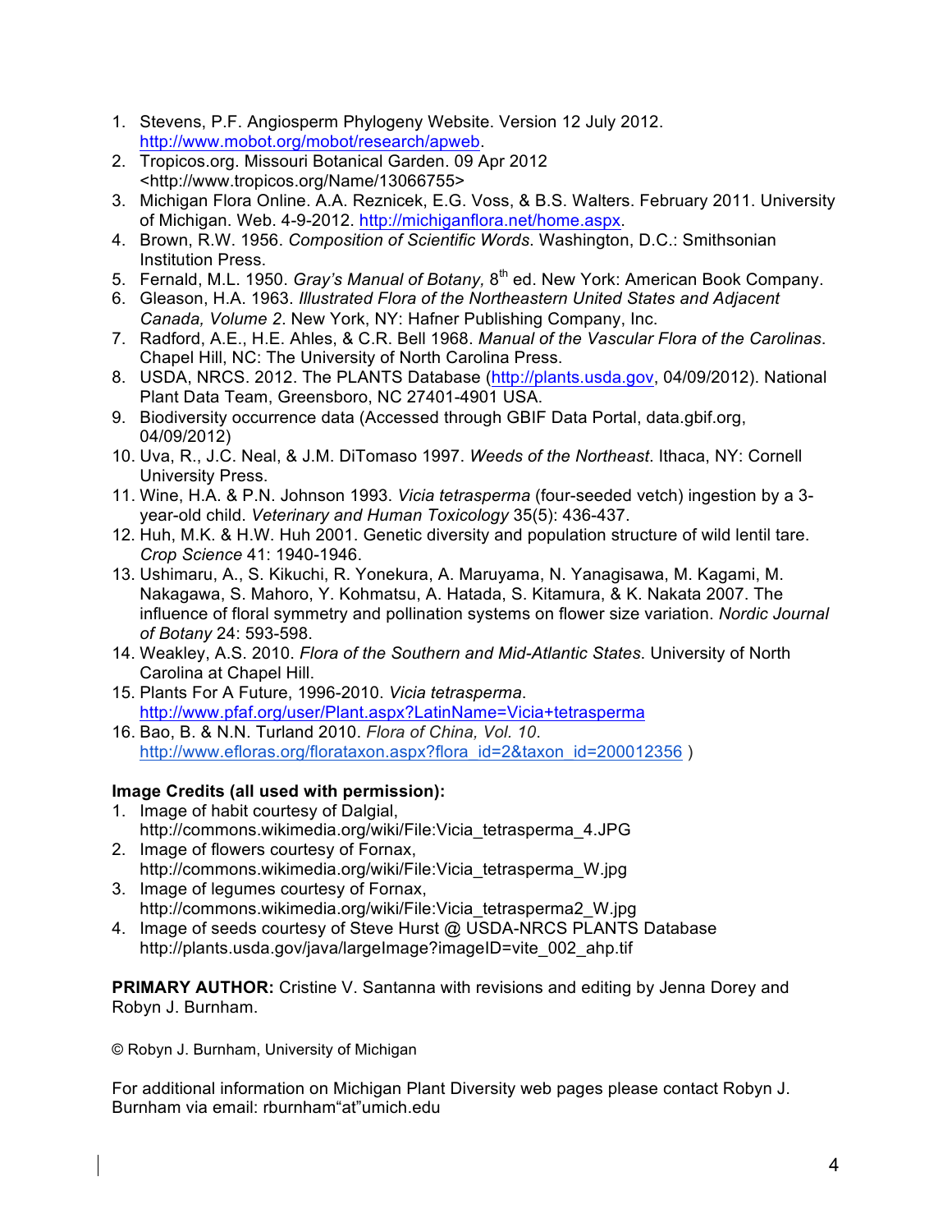1. Stevens, P.F. Angiosperm Phylogeny Website. Version 12 July 2012. http://www.mobot.org/mobot/research/apweb.
2. Tropicos.org. Missouri Botanical Garden. 09 Apr 2012 <http://www.tropicos.org/Name/13066755>
3. Michigan Flora Online. A.A. Reznicek, E.G. Voss, & B.S. Walters. February 2011. University of Michigan. Web. 4-9-2012. http://michiganflora.net/home.aspx.
4. Brown, R.W. 1956. *Composition of Scientific Words*. Washington, D.C.: Smithsonian Institution Press.
5. Fernald, M.L. 1950. *Gray's Manual of Botany,* 8th ed. New York: American Book Company.
6. Gleason, H.A. 1963. *Illustrated Flora of the Northeastern United States and Adjacent Canada, Volume 2*. New York, NY: Hafner Publishing Company, Inc.
7. Radford, A.E., H.E. Ahles, & C.R. Bell 1968. *Manual of the Vascular Flora of the Carolinas*. Chapel Hill, NC: The University of North Carolina Press.
8. USDA, NRCS. 2012. The PLANTS Database (http://plants.usda.gov, 04/09/2012). National Plant Data Team, Greensboro, NC 27401-4901 USA.
9. Biodiversity occurrence data (Accessed through GBIF Data Portal, data.gbif.org, 04/09/2012)
10. Uva, R., J.C. Neal, & J.M. DiTomaso 1997. *Weeds of the Northeast*. Ithaca, NY: Cornell University Press.
11. Wine, H.A. & P.N. Johnson 1993. *Vicia tetrasperma* (four-seeded vetch) ingestion by a 3-year-old child. *Veterinary and Human Toxicology* 35(5): 436-437.
12. Huh, M.K. & H.W. Huh 2001. Genetic diversity and population structure of wild lentil tare. *Crop Science* 41: 1940-1946.
13. Ushimaru, A., S. Kikuchi, R. Yonekura, A. Maruyama, N. Yanagisawa, M. Kagami, M. Nakagawa, S. Mahoro, Y. Kohmatsu, A. Hatada, S. Kitamura, & K. Nakata 2007. The influence of floral symmetry and pollination systems on flower size variation. *Nordic Journal of Botany* 24: 593-598.
14. Weakley, A.S. 2010. *Flora of the Southern and Mid-Atlantic States*. University of North Carolina at Chapel Hill.
15. Plants For A Future, 1996-2010. *Vicia tetrasperma*. http://www.pfaf.org/user/Plant.aspx?LatinName=Vicia+tetrasperma
16. Bao, B. & N.N. Turland 2010. *Flora of China, Vol. 10*. http://www.efloras.org/florataxon.aspx?flora_id=2&taxon_id=200012356 )

**Image Credits (all used with permission):**

1. Image of habit courtesy of Dalgial, http://commons.wikimedia.org/wiki/File:Vicia_tetrasperma_4.JPG
2. Image of flowers courtesy of Fornax, http://commons.wikimedia.org/wiki/File:Vicia_tetrasperma_W.jpg
3. Image of legumes courtesy of Fornax, http://commons.wikimedia.org/wiki/File:Vicia_tetrasperma2_W.jpg
4. Image of seeds courtesy of Steve Hurst @ USDA-NRCS PLANTS Database http://plants.usda.gov/java/largeImage?imageID=vite_002_ahp.tif

**PRIMARY AUTHOR:** Cristine V. Santanna with revisions and editing by Jenna Dorey and Robyn J. Burnham.

© Robyn J. Burnham, University of Michigan

For additional information on Michigan Plant Diversity web pages please contact Robyn J. Burnham via email: rburnham"at"umich.edu